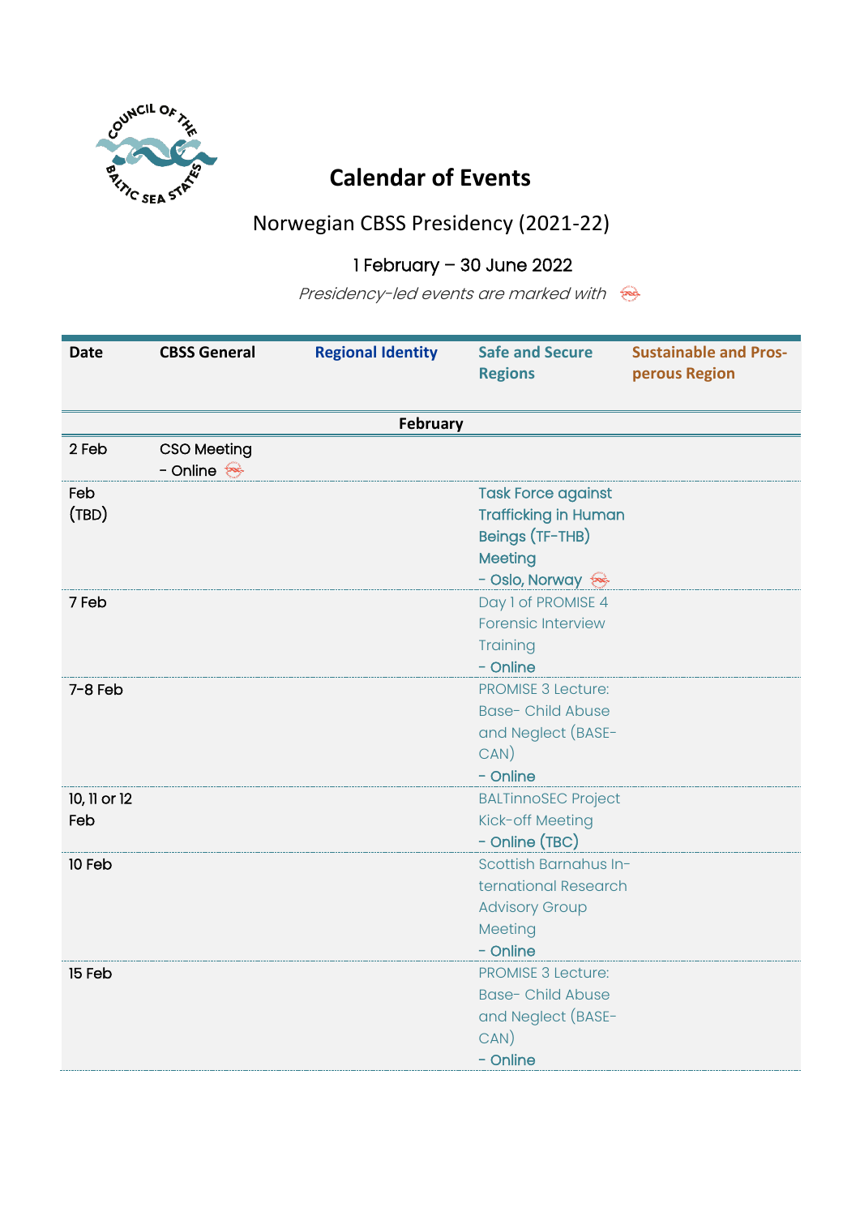# Calendar of Events

## Norwegian CBSS Presidency (2021-22)

### 1 February – 30 June 2022

*Presidency-led events are marked with* 🔴

| Date | CBSS General | Regional Identity | Safe and Secure Regions | Sustainable and Prosperous Region |
|---|---|---|---|---|
| **February** | | | | |
| 2 Feb | CSO Meeting - Online 🔴 | | | |
| Feb (TBD) | | | Task Force against Trafficking in Human Beings (TF-THB) Meeting - Oslo, Norway 🔴 | |
| 7 Feb | | | Day 1 of PROMISE 4 Forensic Interview Training - Online | |
| 7-8 Feb | | | PROMISE 3 Lecture: Base- Child Abuse and Neglect (BASE-CAN) - Online | |
| 10, 11 or 12 Feb | | | BALTinnoSEC Project Kick-off Meeting - Online (TBC) | |
| 10 Feb | | | Scottish Barnahus International Research Advisory Group Meeting - Online | |
| 15 Feb | | | PROMISE 3 Lecture: Base- Child Abuse and Neglect (BASE-CAN) - Online | |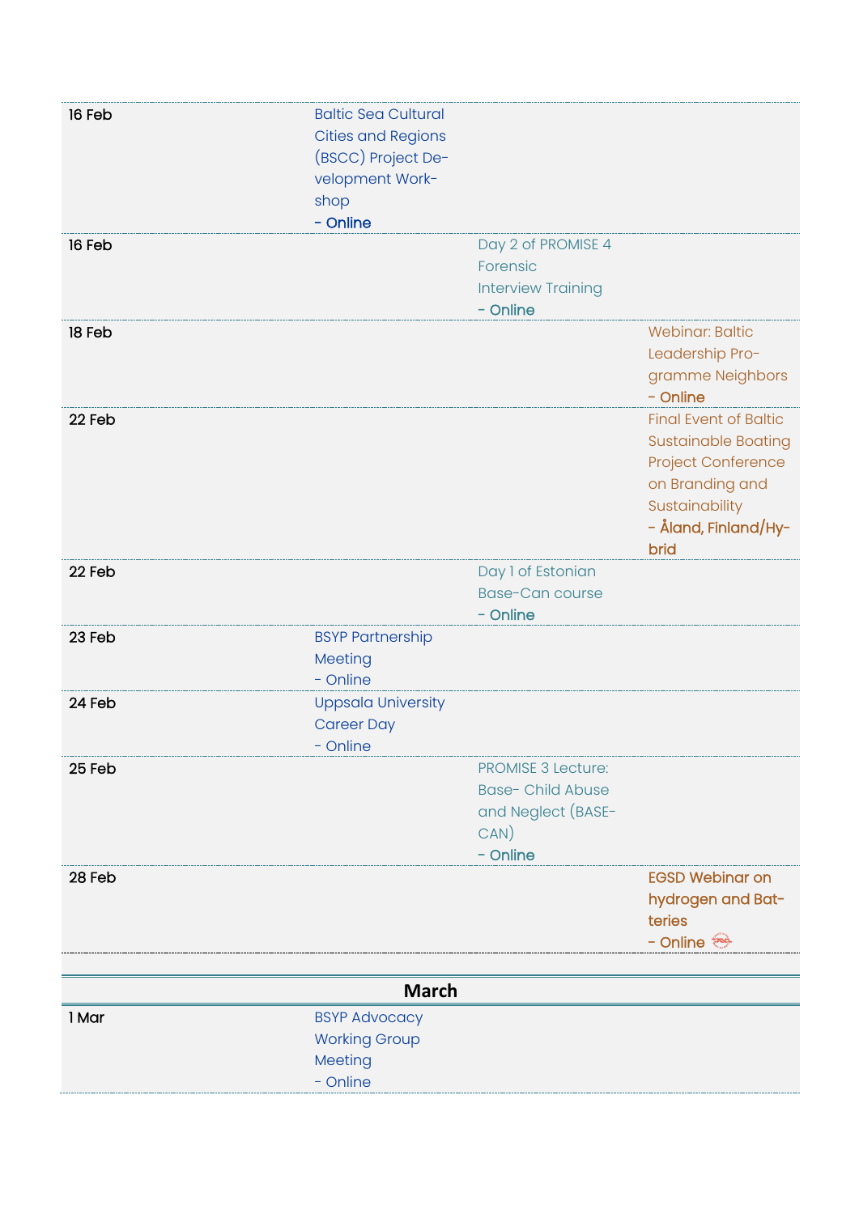| | | | |
|---|---|---|---|
| 16 Feb | Baltic Sea Cultural Cities and Regions (BSCC) Project Development Workshop<br>**- Online** | | |
| 16 Feb | | Day 2 of PROMISE 4 Forensic Interview Training<br>**- Online** | |
| 18 Feb | | | Webinar: Baltic Leadership Programme Neighbors<br>**- Online** |
| 22 Feb | | | Final Event of Baltic Sustainable Boating Project Conference on Branding and Sustainability<br>**- Åland, Finland/Hybrid** |
| 22 Feb | | Day 1 of Estonian Base-Can course<br>**- Online** | |
| 23 Feb | BSYP Partnership Meeting<br>- Online | | |
| 24 Feb | Uppsala University Career Day<br>- Online | | |
| 25 Feb | | PROMISE 3 Lecture: Base- Child Abuse and Neglect (BASE-CAN)<br>**- Online** | |
| 28 Feb | | | **EGSD Webinar on hydrogen and Batteries**<br>**- Online** |

## March

| | | | |
|---|---|---|---|
| 1 Mar | BSYP Advocacy Working Group Meeting<br>- Online | | |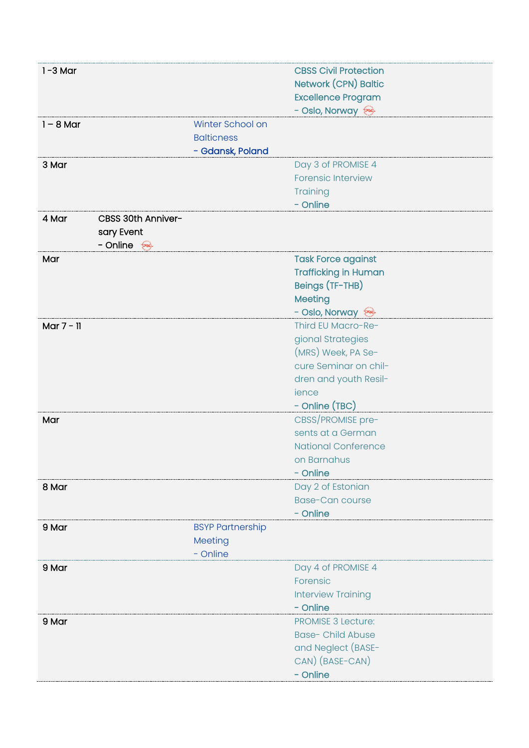| | | | |
|---|---|---|---|
| 1 -3 Mar | | | CBSS Civil Protection Network (CPN) Baltic Excellence Program - Oslo, Norway |
| 1 – 8 Mar | | Winter School on Balticness - Gdansk, Poland | |
| 3 Mar | | | Day 3 of PROMISE 4 Forensic Interview Training - Online |
| 4 Mar | CBSS 30th Anniversary Event - Online | | |
| Mar | | | Task Force against Trafficking in Human Beings (TF-THB) Meeting - Oslo, Norway |
| Mar 7 - 11 | | | Third EU Macro-Regional Strategies (MRS) Week, PA Secure Seminar on children and youth Resilience - Online (TBC) |
| Mar | | | CBSS/PROMISE presents at a German National Conference on Barnahus - Online |
| 8 Mar | | | Day 2 of Estonian Base-Can course - Online |
| 9 Mar | | BSYP Partnership Meeting - Online | |
| 9 Mar | | | Day 4 of PROMISE 4 Forensic Interview Training - Online |
| 9 Mar | | | PROMISE 3 Lecture: Base- Child Abuse and Neglect (BASE-CAN) (BASE-CAN) - Online |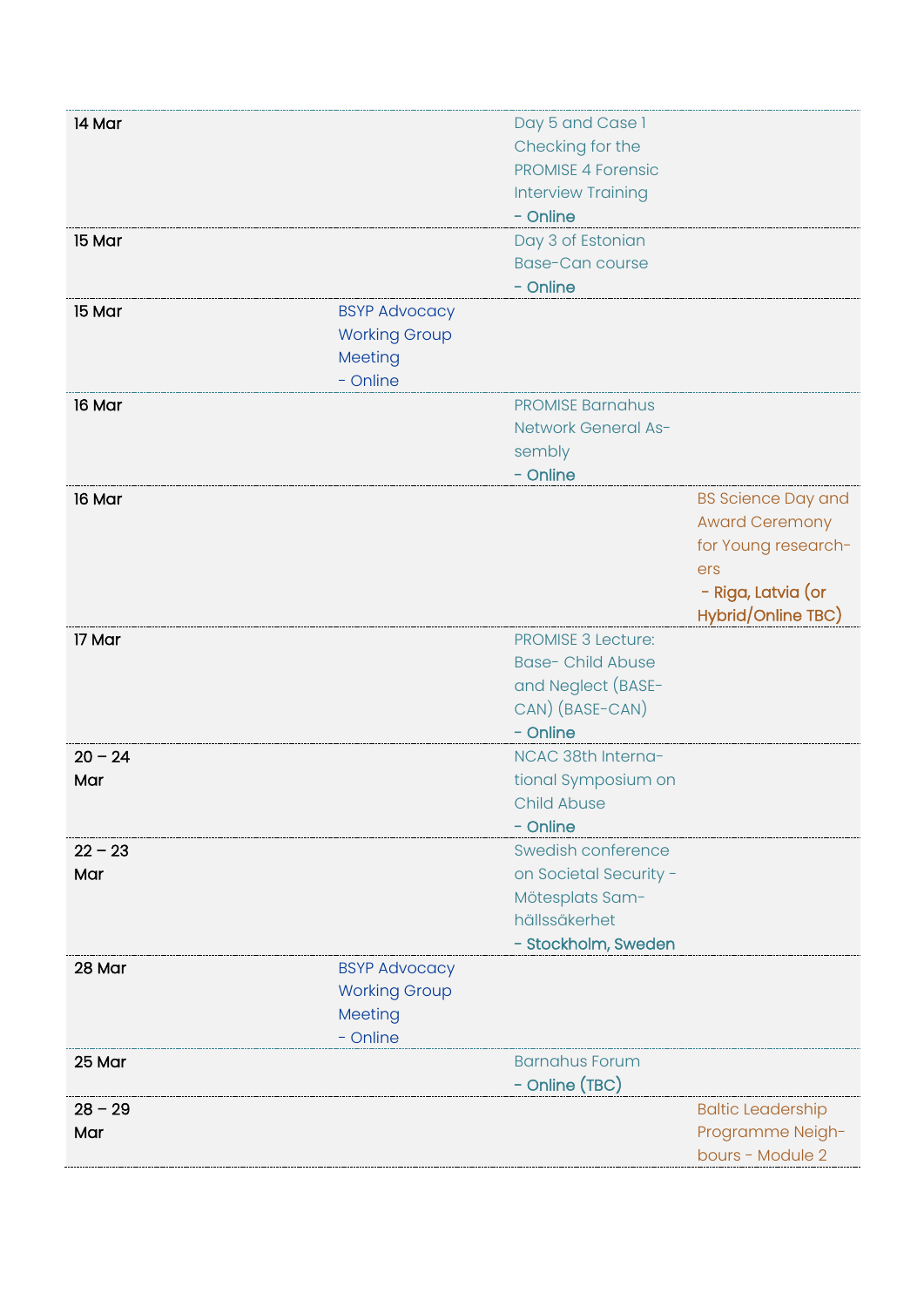| | | | |
|---|---|---|---|
| 14 Mar | | Day 5 and Case 1 Checking for the PROMISE 4 Forensic Interview Training<br>- Online | |
| 15 Mar | | Day 3 of Estonian Base-Can course<br>- Online | |
| 15 Mar | BSYP Advocacy Working Group Meeting<br>- Online | | |
| 16 Mar | | PROMISE Barnahus Network General Assembly<br>- Online | |
| 16 Mar | | | BS Science Day and Award Ceremony for Young researchers<br>- Riga, Latvia (or Hybrid/Online TBC) |
| 17 Mar | | PROMISE 3 Lecture: Base- Child Abuse and Neglect (BASE-CAN) (BASE-CAN)<br>- Online | |
| 20 – 24 Mar | | NCAC 38th International Symposium on Child Abuse<br>- Online | |
| 22 – 23 Mar | | Swedish conference on Societal Security - Mötesplats Samhällssäkerhet<br>- Stockholm, Sweden | |
| 28 Mar | BSYP Advocacy Working Group Meeting<br>- Online | | |
| 25 Mar | | Barnahus Forum<br>- Online (TBC) | |
| 28 – 29 Mar | | | Baltic Leadership Programme Neighbours - Module 2 |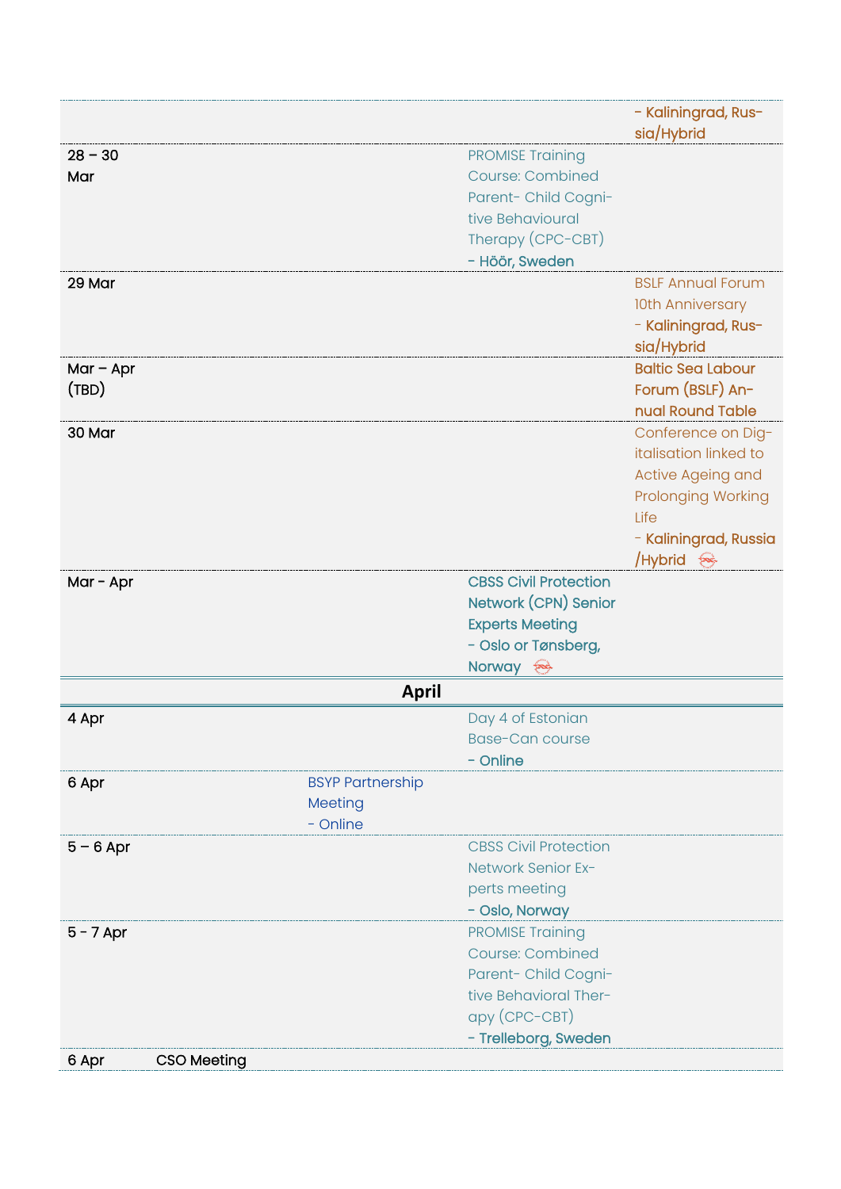| | | | | |
|---|---|---|---|---|
| | | | | - Kaliningrad, Russia/Hybrid |
| 28 – 30 Mar | | | PROMISE Training Course: Combined Parent- Child Cognitive Behavioural Therapy (CPC-CBT) - Höör, Sweden | |
| 29 Mar | | | | BSLF Annual Forum 10th Anniversary - Kaliningrad, Russia/Hybrid |
| Mar – Apr (TBD) | | | | Baltic Sea Labour Forum (BSLF) Annual Round Table |
| 30 Mar | | | | Conference on Digitalisation linked to Active Ageing and Prolonging Working Life - Kaliningrad, Russia /Hybrid |
| Mar - Apr | | | CBSS Civil Protection Network (CPN) Senior Experts Meeting - Oslo or Tønsberg, Norway | |
| **April** | | | | |
| 4 Apr | | | Day 4 of Estonian Base-Can course - Online | |
| 6 Apr | | BSYP Partnership Meeting - Online | | |
| 5 – 6 Apr | | | CBSS Civil Protection Network Senior Experts meeting - Oslo, Norway | |
| 5 - 7 Apr | | | PROMISE Training Course: Combined Parent- Child Cognitive Behavioral Therapy (CPC-CBT) - Trelleborg, Sweden | |
| 6 Apr | CSO Meeting | | | |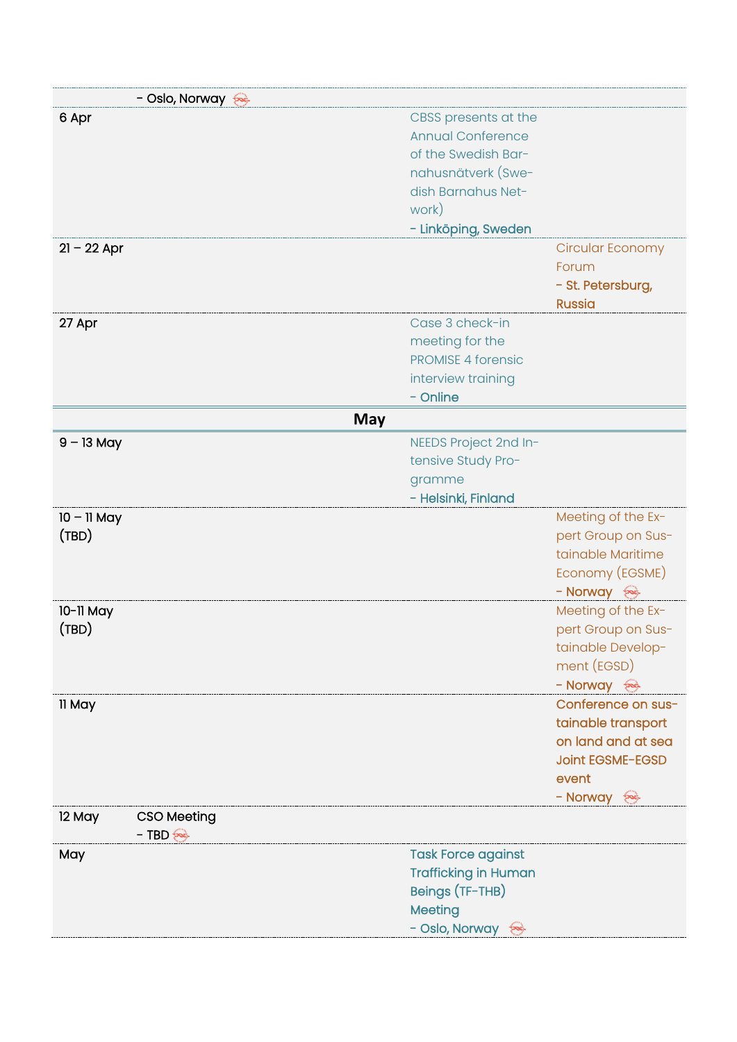| | | | |
|---|---|---|---|
| | - Oslo, Norway | | |
| 6 Apr | | CBSS presents at the Annual Conference of the Swedish Barnahusnätverk (Swedish Barnahus Network) - Linköping, Sweden | |
| 21 – 22 Apr | | | Circular Economy Forum - St. Petersburg, Russia |
| 27 Apr | | Case 3 check-in meeting for the PROMISE 4 forensic interview training - Online | |
| **May** | | | |
| 9 – 13 May | | NEEDS Project 2nd Intensive Study Programme - Helsinki, Finland | |
| 10 – 11 May (TBD) | | | Meeting of the Expert Group on Sustainable Maritime Economy (EGSME) - Norway |
| 10-11 May (TBD) | | | Meeting of the Expert Group on Sustainable Development (EGSD) - Norway |
| 11 May | | | **Conference on sustainable transport on land and at sea Joint EGSME-EGSD event** - Norway |
| 12 May | CSO Meeting - TBD | | |
| May | | **Task Force against Trafficking in Human Beings (TF-THB) Meeting** - Oslo, Norway | |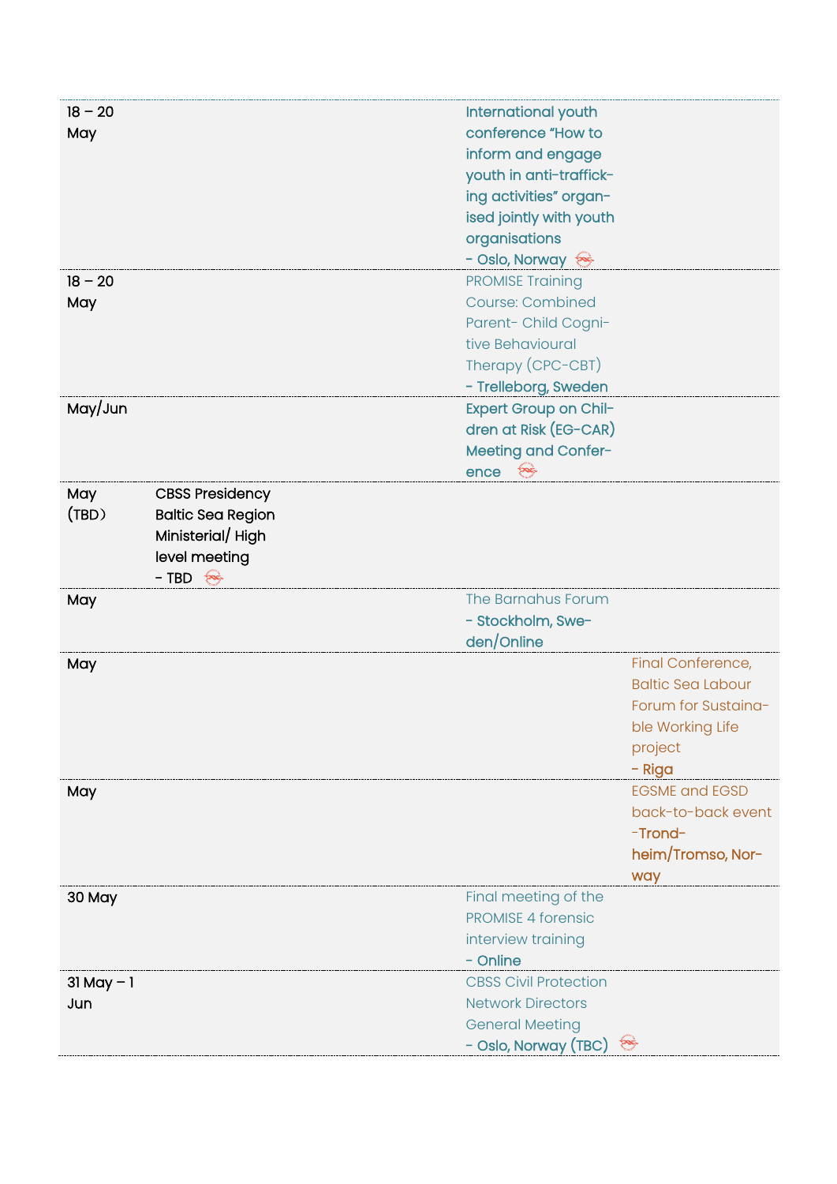| | | | |
|---|---|---|---|
| 18 – 20 May | | International youth conference “How to inform and engage youth in anti-trafficking activities” organised jointly with youth organisations - Oslo, Norway | |
| 18 – 20 May | | PROMISE Training Course: Combined Parent- Child Cognitive Behavioural Therapy (CPC-CBT) - Trelleborg, Sweden | |
| May/Jun | | Expert Group on Children at Risk (EG-CAR) Meeting and Conference | |
| May (TBD) | CBSS Presidency Baltic Sea Region Ministerial/ High level meeting - TBD | | |
| May | | The Barnahus Forum - Stockholm, Sweden/Online | |
| May | | | Final Conference, Baltic Sea Labour Forum for Sustainable Working Life project - Riga |
| May | | | EGSME and EGSD back-to-back event -Trondheim/Tromso, Norway |
| 30 May | | Final meeting of the PROMISE 4 forensic interview training - Online | |
| 31 May – 1 Jun | | CBSS Civil Protection Network Directors General Meeting - Oslo, Norway (TBC) | |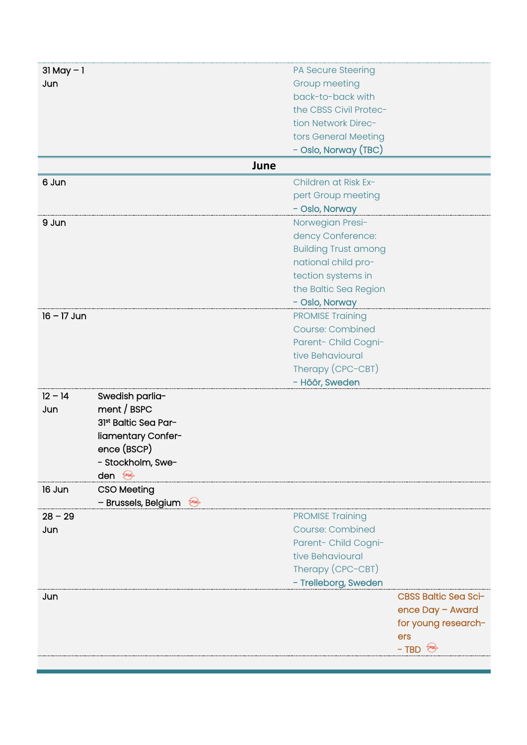| | | | | |
|---|---|---|---|---|
| 31 May – 1 Jun | | | PA Secure Steering Group meeting back-to-back with the CBSS Civil Protection Network Directors General Meeting - Oslo, Norway (TBC) | |
| **June** | | | | |
| 6 Jun | | | Children at Risk Expert Group meeting - Oslo, Norway | |
| 9 Jun | | | Norwegian Presidency Conference: Building Trust among national child protection systems in the Baltic Sea Region - Oslo, Norway | |
| 16 – 17 Jun | | | PROMISE Training Course: Combined Parent- Child Cognitive Behavioural Therapy (CPC-CBT) - Hõõr, Sweden | |
| 12 – 14 Jun | Swedish parliament / BSPC 31st Baltic Sea Parliamentary Conference (BSCP) - Stockholm, Sweden | | | |
| 16 Jun | CSO Meeting – Brussels, Belgium | | | |
| 28 – 29 Jun | | | PROMISE Training Course: Combined Parent- Child Cognitive Behavioural Therapy (CPC-CBT) - Trelleborg, Sweden | |
| Jun | | | | CBSS Baltic Sea Science Day – Award for young researchers - TBD |